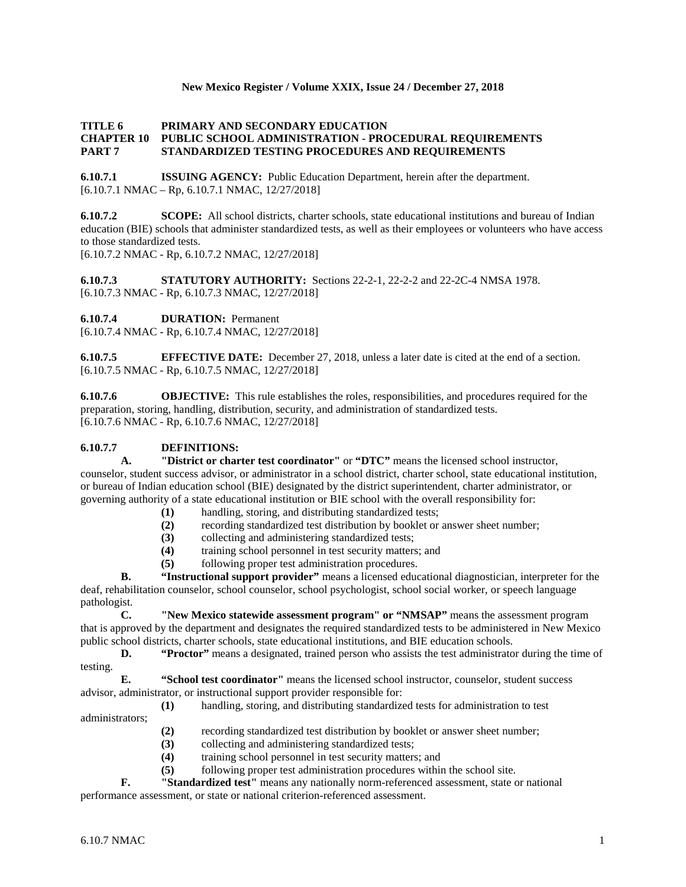**New Mexico Register / Volume XXIX, Issue 24 / December 27, 2018**

**TITLE 6 PRIMARY AND SECONDARY EDUCATION**
**CHAPTER 10 PUBLIC SCHOOL ADMINISTRATION - PROCEDURAL REQUIREMENTS**
**PART 7 STANDARDIZED TESTING PROCEDURES AND REQUIREMENTS**

**6.10.7.1 ISSUING AGENCY:** Public Education Department, herein after the department.
[6.10.7.1 NMAC – Rp, 6.10.7.1 NMAC, 12/27/2018]

**6.10.7.2 SCOPE:** All school districts, charter schools, state educational institutions and bureau of Indian education (BIE) schools that administer standardized tests, as well as their employees or volunteers who have access to those standardized tests.
[6.10.7.2 NMAC - Rp, 6.10.7.2 NMAC, 12/27/2018]

**6.10.7.3 STATUTORY AUTHORITY:** Sections 22-2-1, 22-2-2 and 22-2C-4 NMSA 1978.
[6.10.7.3 NMAC - Rp, 6.10.7.3 NMAC, 12/27/2018]

**6.10.7.4 DURATION:** Permanent
[6.10.7.4 NMAC - Rp, 6.10.7.4 NMAC, 12/27/2018]

**6.10.7.5 EFFECTIVE DATE:** December 27, 2018, unless a later date is cited at the end of a section.
[6.10.7.5 NMAC - Rp, 6.10.7.5 NMAC, 12/27/2018]

**6.10.7.6 OBJECTIVE:** This rule establishes the roles, responsibilities, and procedures required for the preparation, storing, handling, distribution, security, and administration of standardized tests.
[6.10.7.6 NMAC - Rp, 6.10.7.6 NMAC, 12/27/2018]

**6.10.7.7 DEFINITIONS:**

**A. "District or charter test coordinator"** or **"DTC"** means the licensed school instructor, counselor, student success advisor, or administrator in a school district, charter school, state educational institution, or bureau of Indian education school (BIE) designated by the district superintendent, charter administrator, or governing authority of a state educational institution or BIE school with the overall responsibility for:

**(1)** handling, storing, and distributing standardized tests;
**(2)** recording standardized test distribution by booklet or answer sheet number;
**(3)** collecting and administering standardized tests;
**(4)** training school personnel in test security matters; and
**(5)** following proper test administration procedures.

**B. "Instructional support provider"** means a licensed educational diagnostician, interpreter for the deaf, rehabilitation counselor, school counselor, school psychologist, school social worker, or speech language pathologist.

**C. "New Mexico statewide assessment program" or "NMSAP"** means the assessment program that is approved by the department and designates the required standardized tests to be administered in New Mexico public school districts, charter schools, state educational institutions, and BIE education schools.

**D. "Proctor"** means a designated, trained person who assists the test administrator during the time of testing.

**E. "School test coordinator"** means the licensed school instructor, counselor, student success advisor, administrator, or instructional support provider responsible for:

**(1)** handling, storing, and distributing standardized tests for administration to test administrators;
**(2)** recording standardized test distribution by booklet or answer sheet number;
**(3)** collecting and administering standardized tests;
**(4)** training school personnel in test security matters; and
**(5)** following proper test administration procedures within the school site.

**F. "Standardized test"** means any nationally norm-referenced assessment, state or national performance assessment, or state or national criterion-referenced assessment.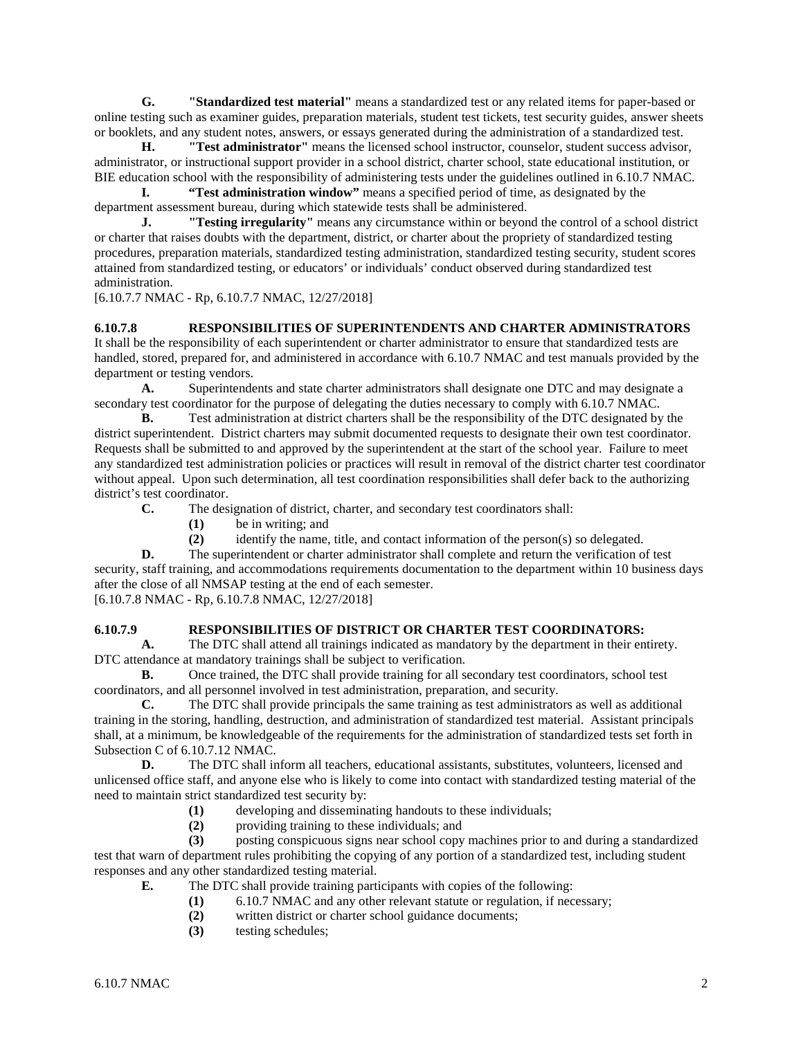**G. "Standardized test material"** means a standardized test or any related items for paper-based or online testing such as examiner guides, preparation materials, student test tickets, test security guides, answer sheets or booklets, and any student notes, answers, or essays generated during the administration of a standardized test.

**H. "Test administrator"** means the licensed school instructor, counselor, student success advisor, administrator, or instructional support provider in a school district, charter school, state educational institution, or BIE education school with the responsibility of administering tests under the guidelines outlined in 6.10.7 NMAC.

**I. "Test administration window"** means a specified period of time, as designated by the department assessment bureau, during which statewide tests shall be administered.

**J. "Testing irregularity"** means any circumstance within or beyond the control of a school district or charter that raises doubts with the department, district, or charter about the propriety of standardized testing procedures, preparation materials, standardized testing administration, standardized testing security, student scores attained from standardized testing, or educators' or individuals' conduct observed during standardized test administration.

[6.10.7.7 NMAC - Rp, 6.10.7.7 NMAC, 12/27/2018]

**6.10.7.8 RESPONSIBILITIES OF SUPERINTENDENTS AND CHARTER ADMINISTRATORS**

It shall be the responsibility of each superintendent or charter administrator to ensure that standardized tests are handled, stored, prepared for, and administered in accordance with 6.10.7 NMAC and test manuals provided by the department or testing vendors.

**A.** Superintendents and state charter administrators shall designate one DTC and may designate a secondary test coordinator for the purpose of delegating the duties necessary to comply with 6.10.7 NMAC.

**B.** Test administration at district charters shall be the responsibility of the DTC designated by the district superintendent. District charters may submit documented requests to designate their own test coordinator. Requests shall be submitted to and approved by the superintendent at the start of the school year. Failure to meet any standardized test administration policies or practices will result in removal of the district charter test coordinator without appeal. Upon such determination, all test coordination responsibilities shall defer back to the authorizing district's test coordinator.

**C.** The designation of district, charter, and secondary test coordinators shall:

**(1)** be in writing; and

**(2)** identify the name, title, and contact information of the person(s) so delegated.

**D.** The superintendent or charter administrator shall complete and return the verification of test security, staff training, and accommodations requirements documentation to the department within 10 business days after the close of all NMSAP testing at the end of each semester.

[6.10.7.8 NMAC - Rp, 6.10.7.8 NMAC, 12/27/2018]

**6.10.7.9 RESPONSIBILITIES OF DISTRICT OR CHARTER TEST COORDINATORS:**

**A.** The DTC shall attend all trainings indicated as mandatory by the department in their entirety. DTC attendance at mandatory trainings shall be subject to verification.

**B.** Once trained, the DTC shall provide training for all secondary test coordinators, school test coordinators, and all personnel involved in test administration, preparation, and security.

**C.** The DTC shall provide principals the same training as test administrators as well as additional training in the storing, handling, destruction, and administration of standardized test material. Assistant principals shall, at a minimum, be knowledgeable of the requirements for the administration of standardized tests set forth in Subsection C of 6.10.7.12 NMAC.

**D.** The DTC shall inform all teachers, educational assistants, substitutes, volunteers, licensed and unlicensed office staff, and anyone else who is likely to come into contact with standardized testing material of the need to maintain strict standardized test security by:

**(1)** developing and disseminating handouts to these individuals;

**(2)** providing training to these individuals; and

**(3)** posting conspicuous signs near school copy machines prior to and during a standardized test that warn of department rules prohibiting the copying of any portion of a standardized test, including student responses and any other standardized testing material.

**E.** The DTC shall provide training participants with copies of the following:

**(1)** 6.10.7 NMAC and any other relevant statute or regulation, if necessary;

**(2)** written district or charter school guidance documents;

**(3)** testing schedules;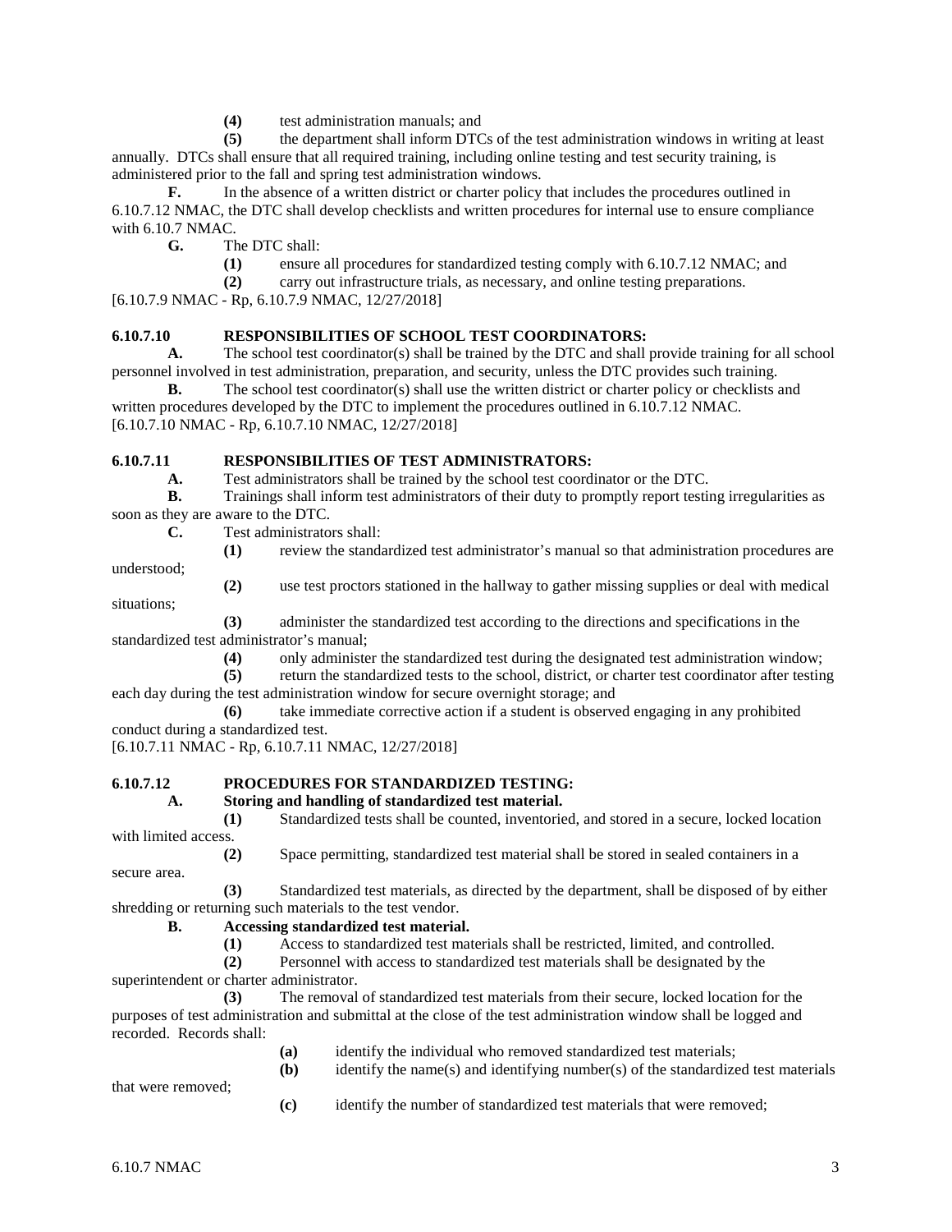**(4)** test administration manuals; and

**(5)** the department shall inform DTCs of the test administration windows in writing at least annually. DTCs shall ensure that all required training, including online testing and test security training, is administered prior to the fall and spring test administration windows.

**F.** In the absence of a written district or charter policy that includes the procedures outlined in 6.10.7.12 NMAC, the DTC shall develop checklists and written procedures for internal use to ensure compliance with 6.10.7 NMAC.

**G.** The DTC shall:

**(1)** ensure all procedures for standardized testing comply with 6.10.7.12 NMAC; and

**(2)** carry out infrastructure trials, as necessary, and online testing preparations.

[6.10.7.9 NMAC - Rp, 6.10.7.9 NMAC, 12/27/2018]

**6.10.7.10 RESPONSIBILITIES OF SCHOOL TEST COORDINATORS:**

**A.** The school test coordinator(s) shall be trained by the DTC and shall provide training for all school personnel involved in test administration, preparation, and security, unless the DTC provides such training.

**B.** The school test coordinator(s) shall use the written district or charter policy or checklists and written procedures developed by the DTC to implement the procedures outlined in 6.10.7.12 NMAC.

[6.10.7.10 NMAC - Rp, 6.10.7.10 NMAC, 12/27/2018]

**6.10.7.11 RESPONSIBILITIES OF TEST ADMINISTRATORS:**

**A.** Test administrators shall be trained by the school test coordinator or the DTC.

**B.** Trainings shall inform test administrators of their duty to promptly report testing irregularities as soon as they are aware to the DTC.

**C.** Test administrators shall:

**(1)** review the standardized test administrator's manual so that administration procedures are understood;

**(2)** use test proctors stationed in the hallway to gather missing supplies or deal with medical situations;

**(3)** administer the standardized test according to the directions and specifications in the standardized test administrator's manual;

**(4)** only administer the standardized test during the designated test administration window;

**(5)** return the standardized tests to the school, district, or charter test coordinator after testing each day during the test administration window for secure overnight storage; and

**(6)** take immediate corrective action if a student is observed engaging in any prohibited conduct during a standardized test.

[6.10.7.11 NMAC - Rp, 6.10.7.11 NMAC, 12/27/2018]

**6.10.7.12 PROCEDURES FOR STANDARDIZED TESTING:**

**A. Storing and handling of standardized test material.**

**(1)** Standardized tests shall be counted, inventoried, and stored in a secure, locked location with limited access.

**(2)** Space permitting, standardized test material shall be stored in sealed containers in a secure area.

**(3)** Standardized test materials, as directed by the department, shall be disposed of by either shredding or returning such materials to the test vendor.

**B. Accessing standardized test material.**

**(1)** Access to standardized test materials shall be restricted, limited, and controlled.

**(2)** Personnel with access to standardized test materials shall be designated by the superintendent or charter administrator.

**(3)** The removal of standardized test materials from their secure, locked location for the purposes of test administration and submittal at the close of the test administration window shall be logged and recorded. Records shall:

**(a)** identify the individual who removed standardized test materials;

**(b)** identify the name(s) and identifying number(s) of the standardized test materials that were removed;

**(c)** identify the number of standardized test materials that were removed;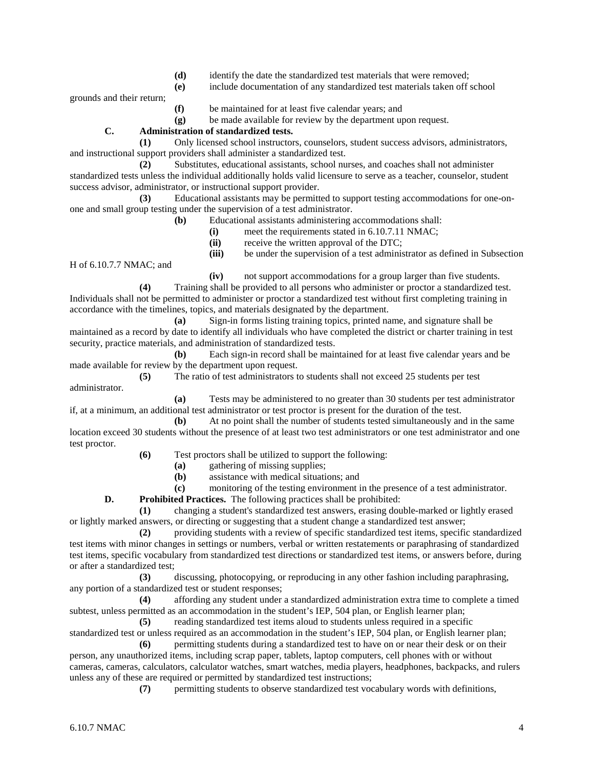**(d)** identify the date the standardized test materials that were removed;

**(e)** include documentation of any standardized test materials taken off school grounds and their return;

**(f)** be maintained for at least five calendar years; and

**(g)** be made available for review by the department upon request.

**C. Administration of standardized tests.**

**(1)** Only licensed school instructors, counselors, student success advisors, administrators, and instructional support providers shall administer a standardized test.

**(2)** Substitutes, educational assistants, school nurses, and coaches shall not administer standardized tests unless the individual additionally holds valid licensure to serve as a teacher, counselor, student success advisor, administrator, or instructional support provider.

**(3)** Educational assistants may be permitted to support testing accommodations for one-on-one and small group testing under the supervision of a test administrator.

**(b)** Educational assistants administering accommodations shall:

**(i)** meet the requirements stated in 6.10.7.11 NMAC;

**(ii)** receive the written approval of the DTC;

**(iii)** be under the supervision of a test administrator as defined in Subsection H of 6.10.7.7 NMAC; and

**(iv)** not support accommodations for a group larger than five students.

**(4)** Training shall be provided to all persons who administer or proctor a standardized test. Individuals shall not be permitted to administer or proctor a standardized test without first completing training in accordance with the timelines, topics, and materials designated by the department.

**(a)** Sign-in forms listing training topics, printed name, and signature shall be maintained as a record by date to identify all individuals who have completed the district or charter training in test security, practice materials, and administration of standardized tests.

**(b)** Each sign-in record shall be maintained for at least five calendar years and be made available for review by the department upon request.

**(5)** The ratio of test administrators to students shall not exceed 25 students per test administrator.

**(a)** Tests may be administered to no greater than 30 students per test administrator if, at a minimum, an additional test administrator or test proctor is present for the duration of the test.

**(b)** At no point shall the number of students tested simultaneously and in the same location exceed 30 students without the presence of at least two test administrators or one test administrator and one test proctor.

**(6)** Test proctors shall be utilized to support the following:

**(a)** gathering of missing supplies;

**(b)** assistance with medical situations; and

**(c)** monitoring of the testing environment in the presence of a test administrator.

**D. Prohibited Practices.** The following practices shall be prohibited:

**(1)** changing a student's standardized test answers, erasing double-marked or lightly erased or lightly marked answers, or directing or suggesting that a student change a standardized test answer;

**(2)** providing students with a review of specific standardized test items, specific standardized test items with minor changes in settings or numbers, verbal or written restatements or paraphrasing of standardized test items, specific vocabulary from standardized test directions or standardized test items, or answers before, during or after a standardized test;

**(3)** discussing, photocopying, or reproducing in any other fashion including paraphrasing, any portion of a standardized test or student responses;

**(4)** affording any student under a standardized administration extra time to complete a timed subtest, unless permitted as an accommodation in the student's IEP, 504 plan, or English learner plan;

**(5)** reading standardized test items aloud to students unless required in a specific standardized test or unless required as an accommodation in the student's IEP, 504 plan, or English learner plan;

**(6)** permitting students during a standardized test to have on or near their desk or on their person, any unauthorized items, including scrap paper, tablets, laptop computers, cell phones with or without cameras, cameras, calculators, calculator watches, smart watches, media players, headphones, backpacks, and rulers unless any of these are required or permitted by standardized test instructions;

**(7)** permitting students to observe standardized test vocabulary words with definitions,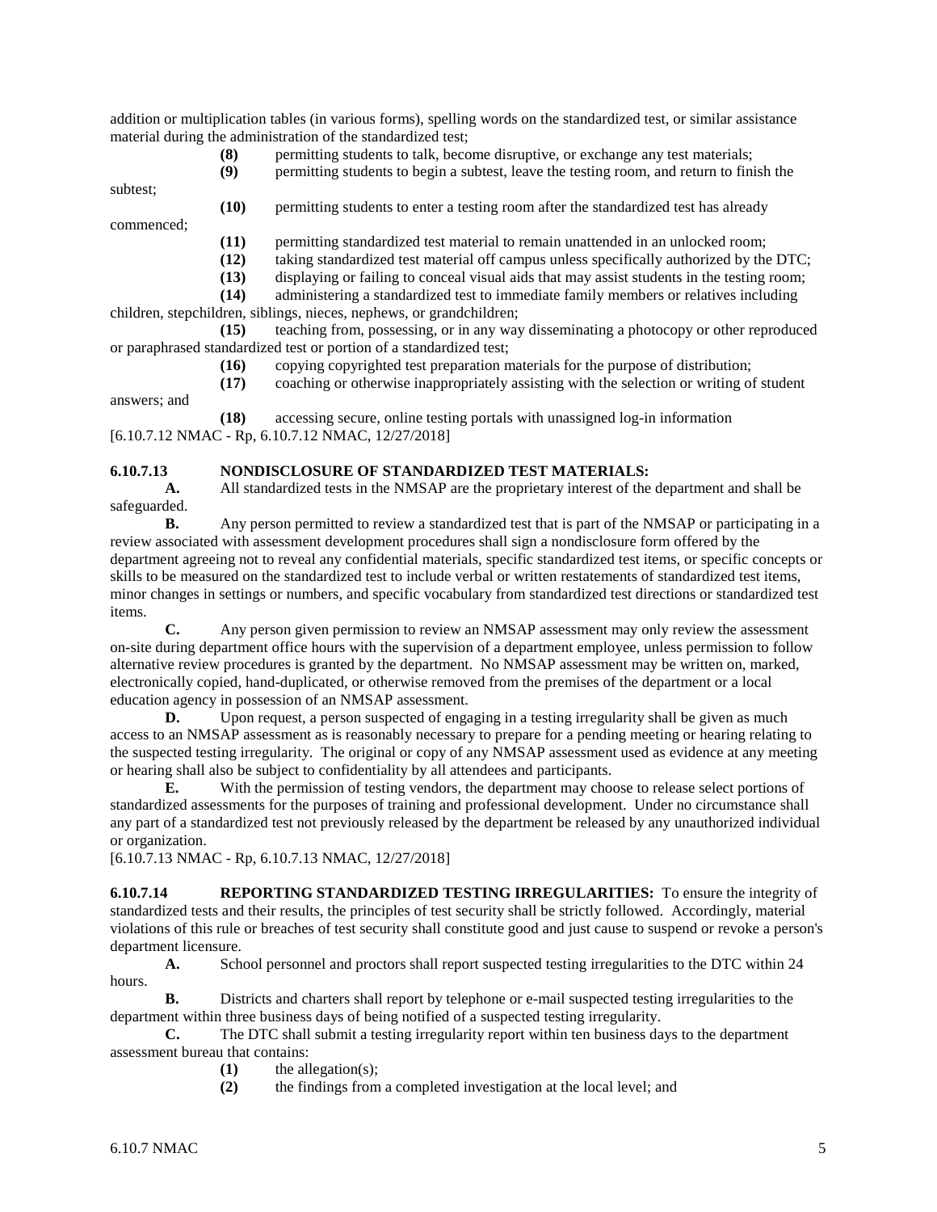addition or multiplication tables (in various forms), spelling words on the standardized test, or similar assistance material during the administration of the standardized test;

**(8)** permitting students to talk, become disruptive, or exchange any test materials;

**(9)** permitting students to begin a subtest, leave the testing room, and return to finish the subtest;

**(10)** permitting students to enter a testing room after the standardized test has already commenced;

**(11)** permitting standardized test material to remain unattended in an unlocked room;

**(12)** taking standardized test material off campus unless specifically authorized by the DTC;

**(13)** displaying or failing to conceal visual aids that may assist students in the testing room;

**(14)** administering a standardized test to immediate family members or relatives including children, stepchildren, siblings, nieces, nephews, or grandchildren;

**(15)** teaching from, possessing, or in any way disseminating a photocopy or other reproduced or paraphrased standardized test or portion of a standardized test;

**(16)** copying copyrighted test preparation materials for the purpose of distribution;

**(17)** coaching or otherwise inappropriately assisting with the selection or writing of student answers; and

**(18)** accessing secure, online testing portals with unassigned log-in information

[6.10.7.12 NMAC - Rp, 6.10.7.12 NMAC, 12/27/2018]

**6.10.7.13 NONDISCLOSURE OF STANDARDIZED TEST MATERIALS:**

**A.** All standardized tests in the NMSAP are the proprietary interest of the department and shall be safeguarded.

**B.** Any person permitted to review a standardized test that is part of the NMSAP or participating in a review associated with assessment development procedures shall sign a nondisclosure form offered by the department agreeing not to reveal any confidential materials, specific standardized test items, or specific concepts or skills to be measured on the standardized test to include verbal or written restatements of standardized test items, minor changes in settings or numbers, and specific vocabulary from standardized test directions or standardized test items.

**C.** Any person given permission to review an NMSAP assessment may only review the assessment on-site during department office hours with the supervision of a department employee, unless permission to follow alternative review procedures is granted by the department. No NMSAP assessment may be written on, marked, electronically copied, hand-duplicated, or otherwise removed from the premises of the department or a local education agency in possession of an NMSAP assessment.

**D.** Upon request, a person suspected of engaging in a testing irregularity shall be given as much access to an NMSAP assessment as is reasonably necessary to prepare for a pending meeting or hearing relating to the suspected testing irregularity. The original or copy of any NMSAP assessment used as evidence at any meeting or hearing shall also be subject to confidentiality by all attendees and participants.

**E.** With the permission of testing vendors, the department may choose to release select portions of standardized assessments for the purposes of training and professional development. Under no circumstance shall any part of a standardized test not previously released by the department be released by any unauthorized individual or organization.

[6.10.7.13 NMAC - Rp, 6.10.7.13 NMAC, 12/27/2018]

**6.10.7.14 REPORTING STANDARDIZED TESTING IRREGULARITIES:** To ensure the integrity of standardized tests and their results, the principles of test security shall be strictly followed. Accordingly, material violations of this rule or breaches of test security shall constitute good and just cause to suspend or revoke a person's department licensure.

**A.** School personnel and proctors shall report suspected testing irregularities to the DTC within 24 hours.

**B.** Districts and charters shall report by telephone or e-mail suspected testing irregularities to the department within three business days of being notified of a suspected testing irregularity.

**C.** The DTC shall submit a testing irregularity report within ten business days to the department assessment bureau that contains:

**(1)** the allegation(s);

**(2)** the findings from a completed investigation at the local level; and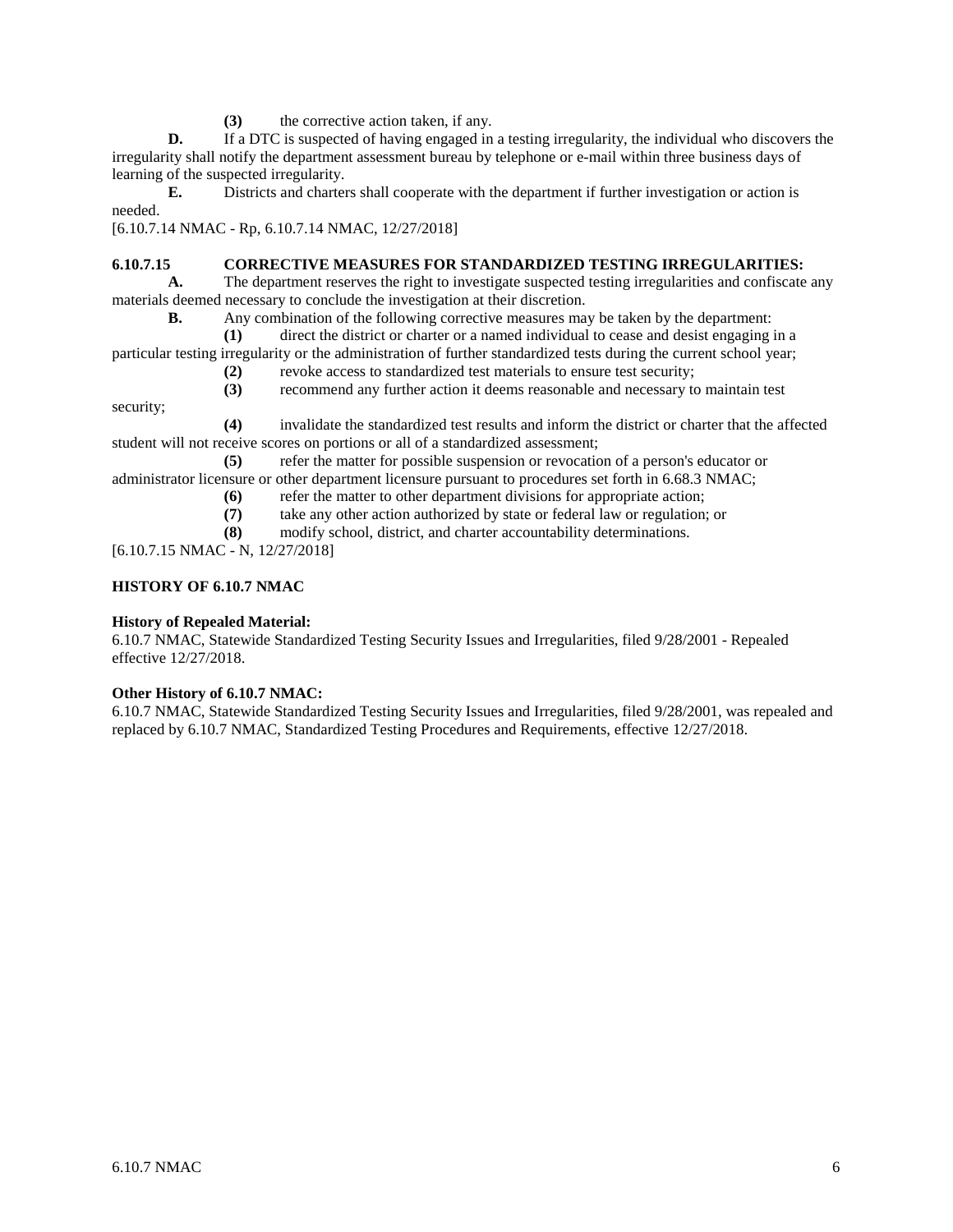**(3)** the corrective action taken, if any.

**D.** If a DTC is suspected of having engaged in a testing irregularity, the individual who discovers the irregularity shall notify the department assessment bureau by telephone or e-mail within three business days of learning of the suspected irregularity.

**E.** Districts and charters shall cooperate with the department if further investigation or action is needed.

[6.10.7.14 NMAC - Rp, 6.10.7.14 NMAC, 12/27/2018]

**6.10.7.15 CORRECTIVE MEASURES FOR STANDARDIZED TESTING IRREGULARITIES:**

**A.** The department reserves the right to investigate suspected testing irregularities and confiscate any materials deemed necessary to conclude the investigation at their discretion.

**B.** Any combination of the following corrective measures may be taken by the department:

**(1)** direct the district or charter or a named individual to cease and desist engaging in a particular testing irregularity or the administration of further standardized tests during the current school year;

**(2)** revoke access to standardized test materials to ensure test security;

**(3)** recommend any further action it deems reasonable and necessary to maintain test security;

**(4)** invalidate the standardized test results and inform the district or charter that the affected student will not receive scores on portions or all of a standardized assessment;

**(5)** refer the matter for possible suspension or revocation of a person's educator or administrator licensure or other department licensure pursuant to procedures set forth in 6.68.3 NMAC;

**(6)** refer the matter to other department divisions for appropriate action;

**(7)** take any other action authorized by state or federal law or regulation; or

**(8)** modify school, district, and charter accountability determinations.

[6.10.7.15 NMAC - N, 12/27/2018]

**HISTORY OF 6.10.7 NMAC**

**History of Repealed Material:**

6.10.7 NMAC, Statewide Standardized Testing Security Issues and Irregularities, filed 9/28/2001 - Repealed effective 12/27/2018.

**Other History of 6.10.7 NMAC:**

6.10.7 NMAC, Statewide Standardized Testing Security Issues and Irregularities, filed 9/28/2001, was repealed and replaced by 6.10.7 NMAC, Standardized Testing Procedures and Requirements, effective 12/27/2018.